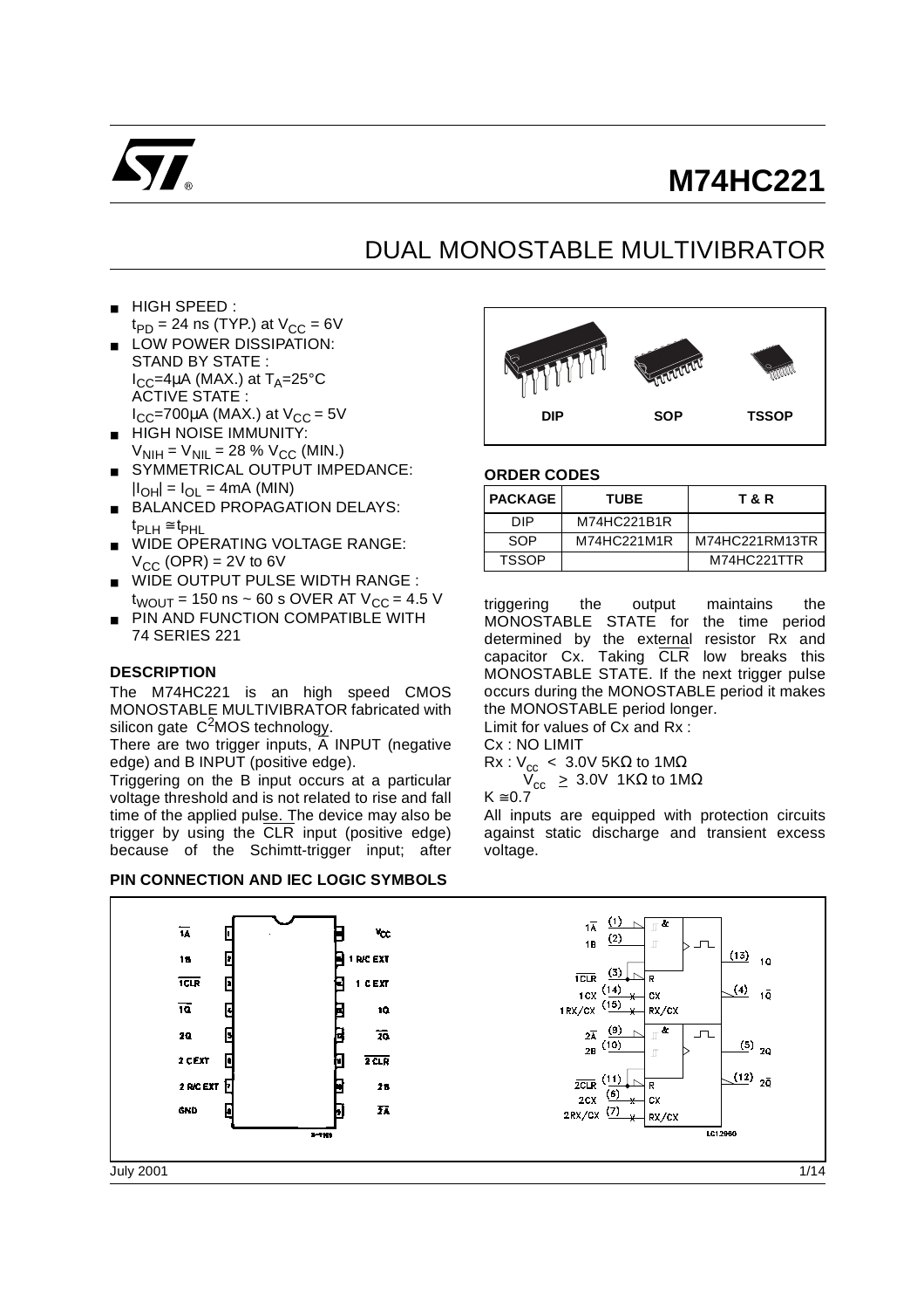# M74HC221

## DUAL MONOSTABLE MULTIVIBRATOR

- HIGH SPEED : $t_{PD}$ = 24 ns (TYP.) at $V_{CC}$ = 6V
- LOW POWER DISSIPATION: STAND BY STATE : $I_{CC}$=4μA (MAX.) at $T_A$=25°C ACTIVE STATE : $I_{CC}$=700μA (MAX.) at $V_{CC}$ = 5V
- HIGH NOISE IMMUNITY: $V_{NIH} = V_{NIL}$ = 28 % $V_{CC}$ (MIN.)
- SYMMETRICAL OUTPUT IMPEDANCE: $|I_{OH}| = I_{OL}$ = 4mA (MIN)
- BALANCED PROPAGATION DELAYS: $t_{PLH} \cong t_{PHL}$
- WIDE OPERATING VOLTAGE RANGE: $V_{CC}$ (OPR) = 2V to 6V
- WIDE OUTPUT PULSE WIDTH RANGE : $t_{WOUT}$ = 150 ns ~ 60 s OVER AT $V_{CC}$ = 4.5 V
- PIN AND FUNCTION COMPATIBLE WITH 74 SERIES 221

DIP SOP TSSOP

**ORDER CODES**

| PACKAGE | TUBE | T & R |
|---|---|---|
| DIP | M74HC221B1R | |
| SOP | M74HC221M1R | M74HC221RM13TR |
| TSSOP | | M74HC221TTR |

### DESCRIPTION

The M74HC221 is an high speed CMOS MONOSTABLE MULTIVIBRATOR fabricated with silicon gate $C^2$MOS technology.

There are two trigger inputs, $\overline{A}$ INPUT (negative edge) and B INPUT (positive edge).

Triggering on the B input occurs at a particular voltage threshold and is not related to rise and fall time of the applied pulse. The device may also be trigger by using the $\overline{CLR}$ input (positive edge) because of the Schimtt-trigger input; after triggering the output maintains the MONOSTABLE STATE for the time period determined by the external resistor Rx and capacitor Cx. Taking $\overline{CLR}$ low breaks this MONOSTABLE STATE. If the next trigger pulse occurs during the MONOSTABLE period it makes the MONOSTABLE period longer.

Limit for values of Cx and Rx :

Cx : NO LIMIT

Rx : $V_{cc}$ < 3.0V 5KΩ to 1MΩ

$V_{cc}$ ≥ 3.0V 1KΩ to 1MΩ

K ≅0.7

All inputs are equipped with protection circuits against static discharge and transient excess voltage.

### PIN CONNECTION AND IEC LOGIC SYMBOLS

| Pin | Name | Pin | Name |
|---|---|---|---|
| 1 | $\overline{1A}$ | 16 | $V_{CC}$ |
| 2 | 1B | 15 | 1 R/C EXT |
| 3 | $\overline{1CLR}$ | 14 | 1 C EXT |
| 4 | $\overline{1Q}$ | 13 | 1Q |
| 5 | 2Q | 12 | $\overline{2Q}$ |
| 6 | 2 C EXT | 11 | $\overline{2 CLR}$ |
| 7 | 2 R/C EXT | 10 | 2B |
| 8 | GND | 9 | $\overline{2A}$ |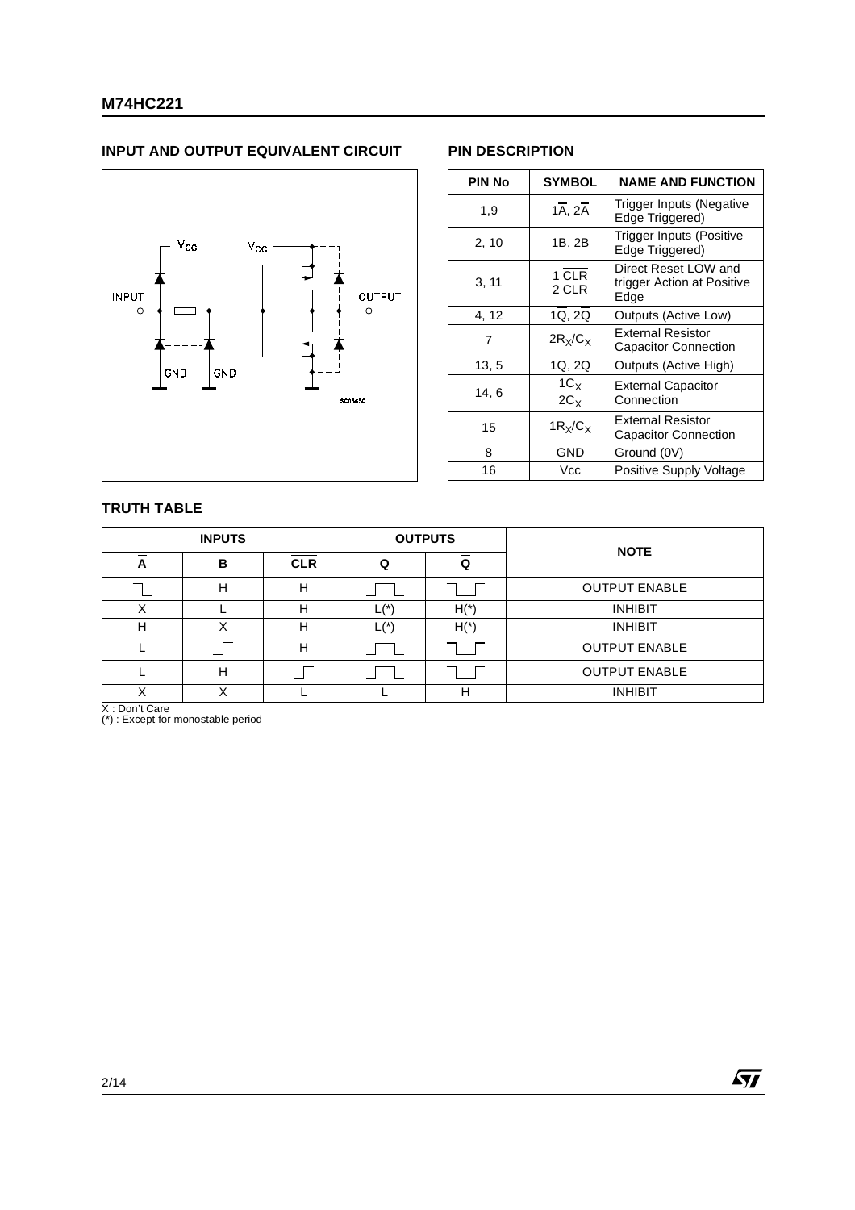## INPUT AND OUTPUT EQUIVALENT CIRCUIT

## PIN DESCRIPTION

| PIN No | SYMBOL | NAME AND FUNCTION |
|---|---|---|
| 1,9 | $1\overline{A}$, $2\overline{A}$ | Trigger Inputs (Negative Edge Triggered) |
| 2, 10 | 1B, 2B | Trigger Inputs (Positive Edge Triggered) |
| 3, 11 | $1\ \overline{CLR}$ $2\ \overline{CLR}$ | Direct Reset LOW and trigger Action at Positive Edge |
| 4, 12 | $1\overline{Q}$, $2\overline{Q}$ | Outputs (Active Low) |
| 7 | $2R_X/C_X$ | External Resistor Capacitor Connection |
| 13, 5 | 1Q, 2Q | Outputs (Active High) |
| 14, 6 | $1C_X$ $2C_X$ | External Capacitor Connection |
| 15 | $1R_X/C_X$ | External Resistor Capacitor Connection |
| 8 | GND | Ground (0V) |
| 16 | Vcc | Positive Supply Voltage |

## TRUTH TABLE

| INPUTS | | | OUTPUTS | | NOTE |
|---|---|---|---|---|---|
| $\overline{A}$ | B | $\overline{CLR}$ | Q | $\overline{Q}$ | |
| ⎺\_ (falling edge) | H | H | \_⎺\_ (positive pulse) | ⎺\_⎺ (negative pulse) | OUTPUT ENABLE |
| X | L | H | L(*) | H(*) | INHIBIT |
| H | X | H | L(*) | H(*) | INHIBIT |
| L | \_⎺ (rising edge) | H | \_⎺\_ (positive pulse) | ⎺\_⎺ (negative pulse) | OUTPUT ENABLE |
| L | H | \_⎺ (rising edge) | \_⎺\_ (positive pulse) | ⎺\_⎺ (negative pulse) | OUTPUT ENABLE |
| X | X | L | L | H | INHIBIT |

X : Don't Care
(*) : Except for monostable period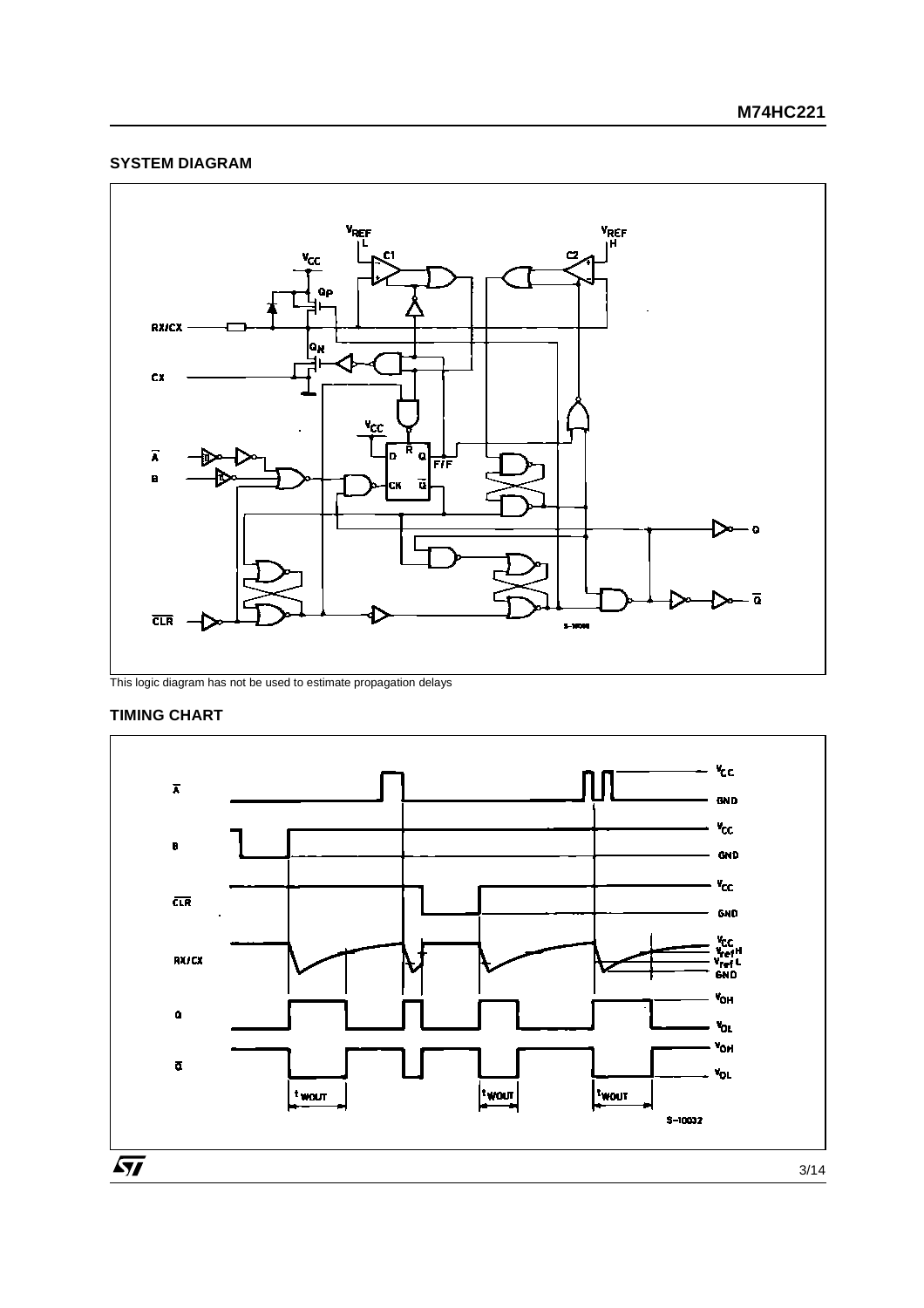## SYSTEM DIAGRAM

This logic diagram has not be used to estimate propagation delays

## TIMING CHART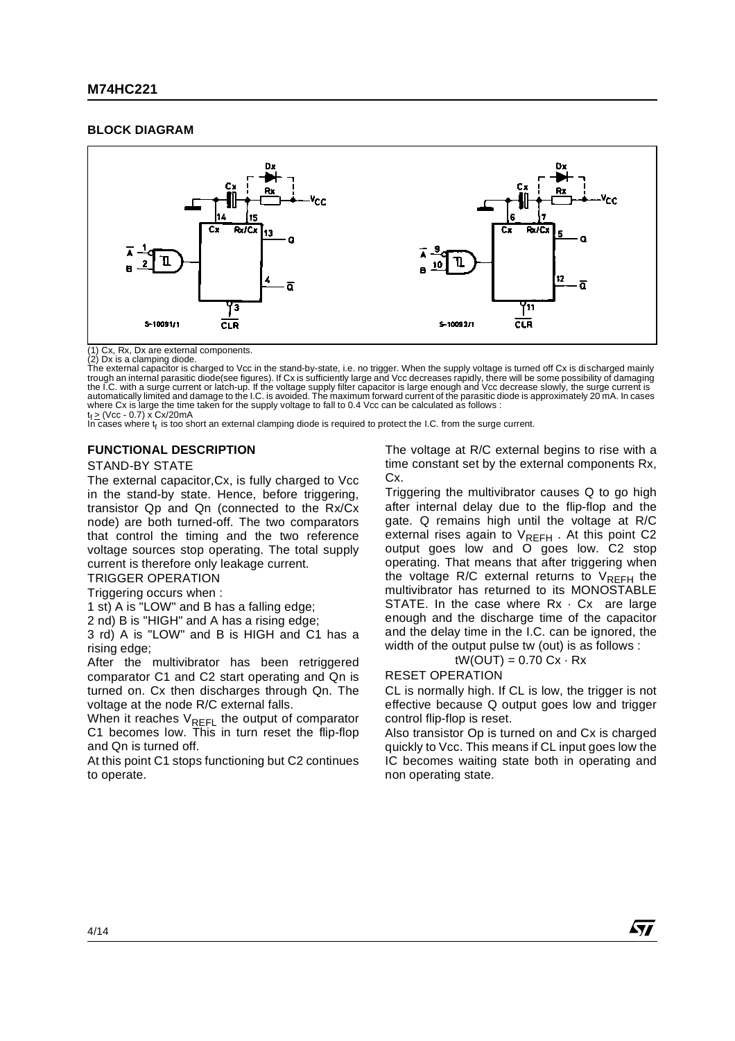## BLOCK DIAGRAM

(1) Cx, Rx, Dx are external components.
(2) Dx is a clamping diode.
The external capacitor is charged to Vcc in the stand-by-state, i.e. no trigger. When the supply voltage is turned off Cx is discharged mainly trough an internal parasitic diode(see figures). If Cx is sufficiently large and Vcc decreases rapidly, there will be some possibility of damaging the I.C. with a surge current or latch-up. If the voltage supply filter capacitor is large enough and Vcc decrease slowly, the surge current is automatically limited and damage to the I.C. is avoided. The maximum forward current of the parasitic diode is approximately 20 mA. In cases where Cx is large the time taken for the supply voltage to fall to 0.4 Vcc can be calculated as follows :
$t_f \geq$ (Vcc - 0.7) x Cx/20mA
In cases where $t_f$ is too short an external clamping diode is required to protect the I.C. from the surge current.

## FUNCTIONAL DESCRIPTION

STAND-BY STATE

The external capacitor,Cx, is fully charged to Vcc in the stand-by state. Hence, before triggering, transistor Qp and Qn (connected to the Rx/Cx node) are both turned-off. The two comparators that control the timing and the two reference voltage sources stop operating. The total supply current is therefore only leakage current.

TRIGGER OPERATION

Triggering occurs when :

1 st) A is "LOW" and B has a falling edge;

2 nd) B is "HIGH" and A has a rising edge;

3 rd) A is "LOW" and B is HIGH and C1 has a rising edge;

After the multivibrator has been retriggered comparator C1 and C2 start operating and Qn is turned on. Cx then discharges through Qn. The voltage at the node R/C external falls.

When it reaches $V_{REFL}$ the output of comparator C1 becomes low. This in turn reset the flip-flop and Qn is turned off.

At this point C1 stops functioning but C2 continues to operate.

The voltage at R/C external begins to rise with a time constant set by the external components Rx, Cx.

Triggering the multivibrator causes Q to go high after internal delay due to the flip-flop and the gate. Q remains high until the voltage at R/C external rises again to $V_{REFH}$ . At this point C2 output goes low and O goes low. C2 stop operating. That means that after triggering when the voltage R/C external returns to $V_{REFH}$ the multivibrator has returned to its MONOSTABLE STATE. In the case where Rx · Cx are large enough and the discharge time of the capacitor and the delay time in the I.C. can be ignored, the width of the output pulse tw (out) is as follows :

$$tW(OUT) = 0.70\ Cx \cdot Rx$$

RESET OPERATION

CL is normally high. If CL is low, the trigger is not effective because Q output goes low and trigger control flip-flop is reset.

Also transistor Op is turned on and Cx is charged quickly to Vcc. This means if CL input goes low the IC becomes waiting state both in operating and non operating state.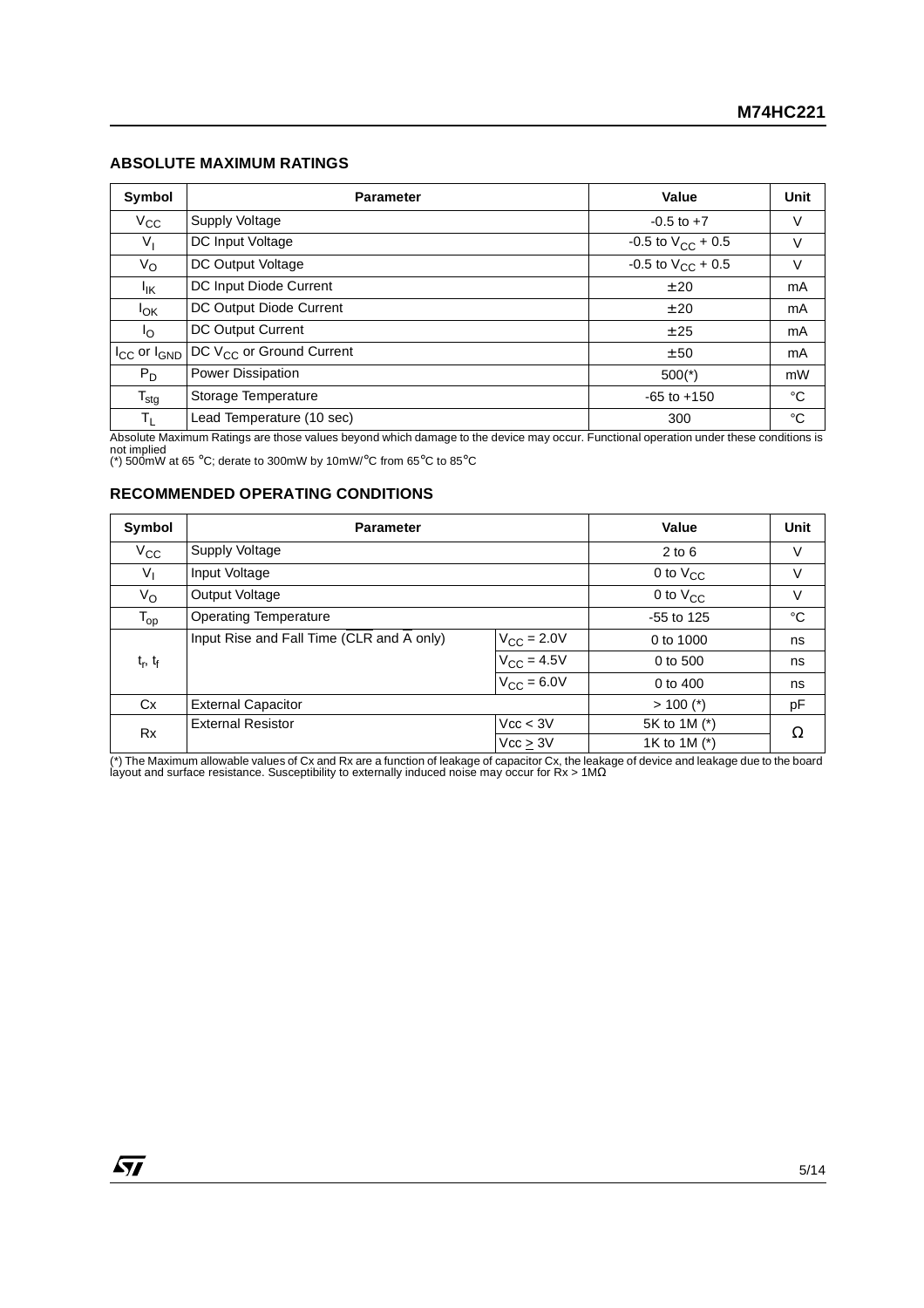## ABSOLUTE MAXIMUM RATINGS

| Symbol | Parameter | Value | Unit |
|---|---|---|---|
| $V_{CC}$ | Supply Voltage | -0.5 to +7 | V |
| $V_I$ | DC Input Voltage | -0.5 to $V_{CC}$ + 0.5 | V |
| $V_O$ | DC Output Voltage | -0.5 to $V_{CC}$ + 0.5 | V |
| $I_{IK}$ | DC Input Diode Current | ± 20 | mA |
| $I_{OK}$ | DC Output Diode Current | ± 20 | mA |
| $I_O$ | DC Output Current | ± 25 | mA |
| $I_{CC}$ or $I_{GND}$ | DC $V_{CC}$ or Ground Current | ± 50 | mA |
| $P_D$ | Power Dissipation | 500(*) | mW |
| $T_{stg}$ | Storage Temperature | -65 to +150 | °C |
| $T_L$ | Lead Temperature (10 sec) | 300 | °C |

Absolute Maximum Ratings are those values beyond which damage to the device may occur. Functional operation under these conditions is not implied
(*) 500mW at 65 °C; derate to 300mW by 10mW/°C from 65°C to 85°C

## RECOMMENDED OPERATING CONDITIONS

| Symbol | Parameter | | Value | Unit |
|---|---|---|---|---|
| $V_{CC}$ | Supply Voltage | | 2 to 6 | V |
| $V_I$ | Input Voltage | | 0 to $V_{CC}$ | V |
| $V_O$ | Output Voltage | | 0 to $V_{CC}$ | V |
| $T_{op}$ | Operating Temperature | | -55 to 125 | °C |
| $t_r$, $t_f$ | Input Rise and Fall Time ($\overline{CLR}$ and $\overline{A}$ only) | $V_{CC}$ = 2.0V | 0 to 1000 | ns |
| | | $V_{CC}$ = 4.5V | 0 to 500 | ns |
| | | $V_{CC}$ = 6.0V | 0 to 400 | ns |
| Cx | External Capacitor | | > 100 (*) | pF |
| Rx | External Resistor | Vcc < 3V | 5K to 1M (*) | Ω |
| | | Vcc ≥ 3V | 1K to 1M (*) | |

(*) The Maximum allowable values of Cx and Rx are a function of leakage of capacitor Cx, the leakage of device and leakage due to the board layout and surface resistance. Susceptibility to externally induced noise may occur for Rx > 1MΩ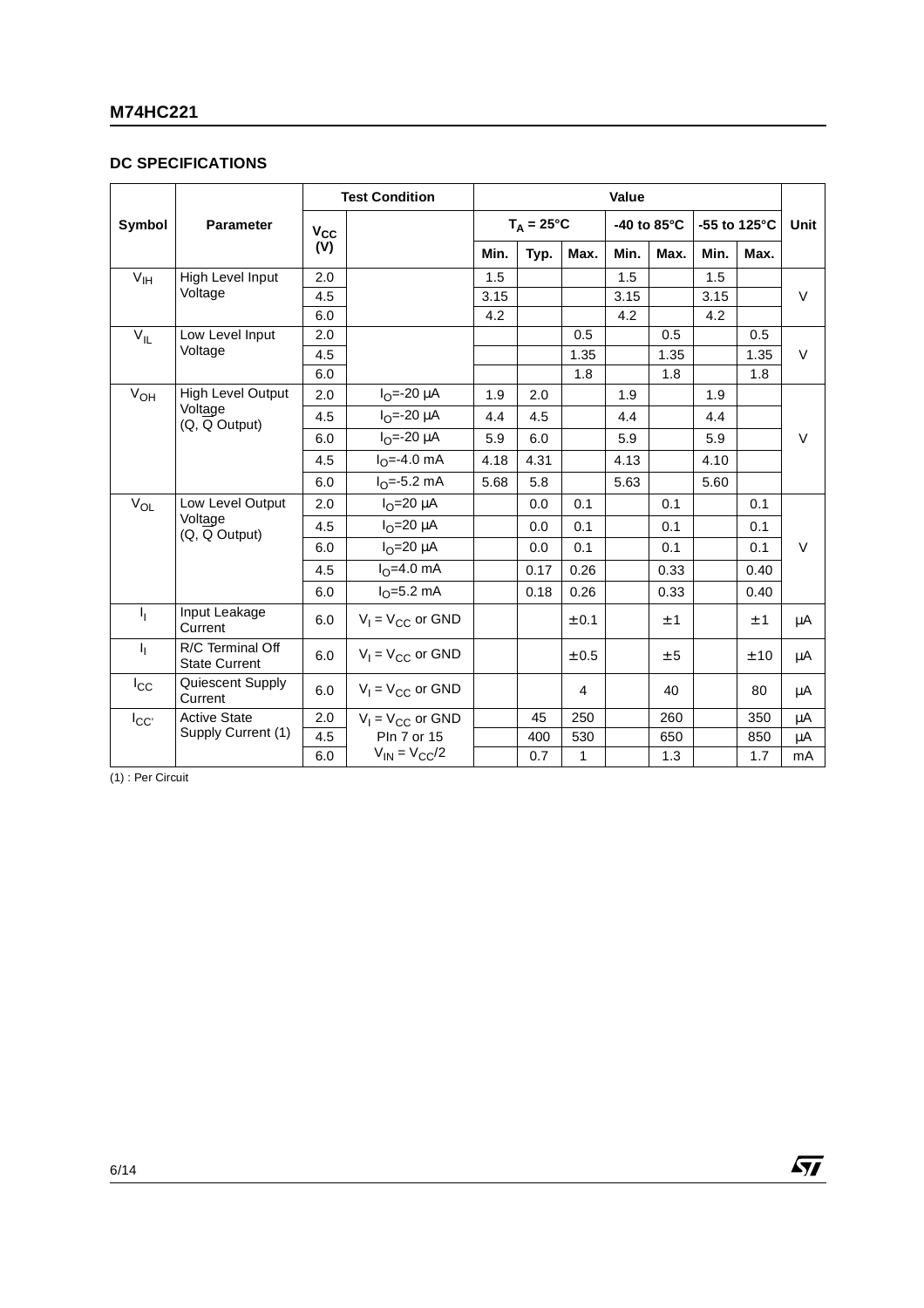## DC SPECIFICATIONS

| Symbol | Parameter | Test Condition | | Value | | | | | | | Unit |
|---|---|---|---|---|---|---|---|---|---|---|---|
| | | $V_{CC}$ (V) | | $T_A = 25°C$ | | | -40 to 85°C | | -55 to 125°C | | |
| | | | | Min. | Typ. | Max. | Min. | Max. | Min. | Max. | |
| $V_{IH}$ | High Level Input Voltage | 2.0 | | 1.5 | | | 1.5 | | 1.5 | | V |
| | | 4.5 | | 3.15 | | | 3.15 | | 3.15 | | |
| | | 6.0 | | 4.2 | | | 4.2 | | 4.2 | | |
| $V_{IL}$ | Low Level Input Voltage | 2.0 | | | | 0.5 | | 0.5 | | 0.5 | V |
| | | 4.5 | | | | 1.35 | | 1.35 | | 1.35 | |
| | | 6.0 | | | | 1.8 | | 1.8 | | 1.8 | |
| $V_{OH}$ | High Level Output Voltage (Q, $\overline{Q}$ Output) | 2.0 | $I_O$=-20 µA | 1.9 | 2.0 | | 1.9 | | 1.9 | | V |
| | | 4.5 | $I_O$=-20 µA | 4.4 | 4.5 | | 4.4 | | 4.4 | | |
| | | 6.0 | $I_O$=-20 µA | 5.9 | 6.0 | | 5.9 | | 5.9 | | |
| | | 4.5 | $I_O$=-4.0 mA | 4.18 | 4.31 | | 4.13 | | 4.10 | | |
| | | 6.0 | $I_O$=-5.2 mA | 5.68 | 5.8 | | 5.63 | | 5.60 | | |
| $V_{OL}$ | Low Level Output Voltage (Q, $\overline{Q}$ Output) | 2.0 | $I_O$=20 µA | | 0.0 | 0.1 | | 0.1 | | 0.1 | V |
| | | 4.5 | $I_O$=20 µA | | 0.0 | 0.1 | | 0.1 | | 0.1 | |
| | | 6.0 | $I_O$=20 µA | | 0.0 | 0.1 | | 0.1 | | 0.1 | |
| | | 4.5 | $I_O$=4.0 mA | | 0.17 | 0.26 | | 0.33 | | 0.40 | |
| | | 6.0 | $I_O$=5.2 mA | | 0.18 | 0.26 | | 0.33 | | 0.40 | |
| $I_I$ | Input Leakage Current | 6.0 | $V_I = V_{CC}$ or GND | | | ± 0.1 | | ± 1 | | ± 1 | µA |
| $I_I$ | R/C Terminal Off State Current | 6.0 | $V_I = V_{CC}$ or GND | | | ± 0.5 | | ± 5 | | ± 10 | µA |
| $I_{CC}$ | Quiescent Supply Current | 6.0 | $V_I = V_{CC}$ or GND | | | 4 | | 40 | | 80 | µA |
| $I_{CC'}$ | Active State Supply Current (1) | 2.0 | $V_I = V_{CC}$ or GND PIn 7 or 15 $V_{IN} = V_{CC}/2$ | | 45 | 250 | | 260 | | 350 | µA |
| | | 4.5 | | | 400 | 530 | | 650 | | 850 | µA |
| | | 6.0 | | | 0.7 | 1 | | 1.3 | | 1.7 | mA |

(1) : Per Circuit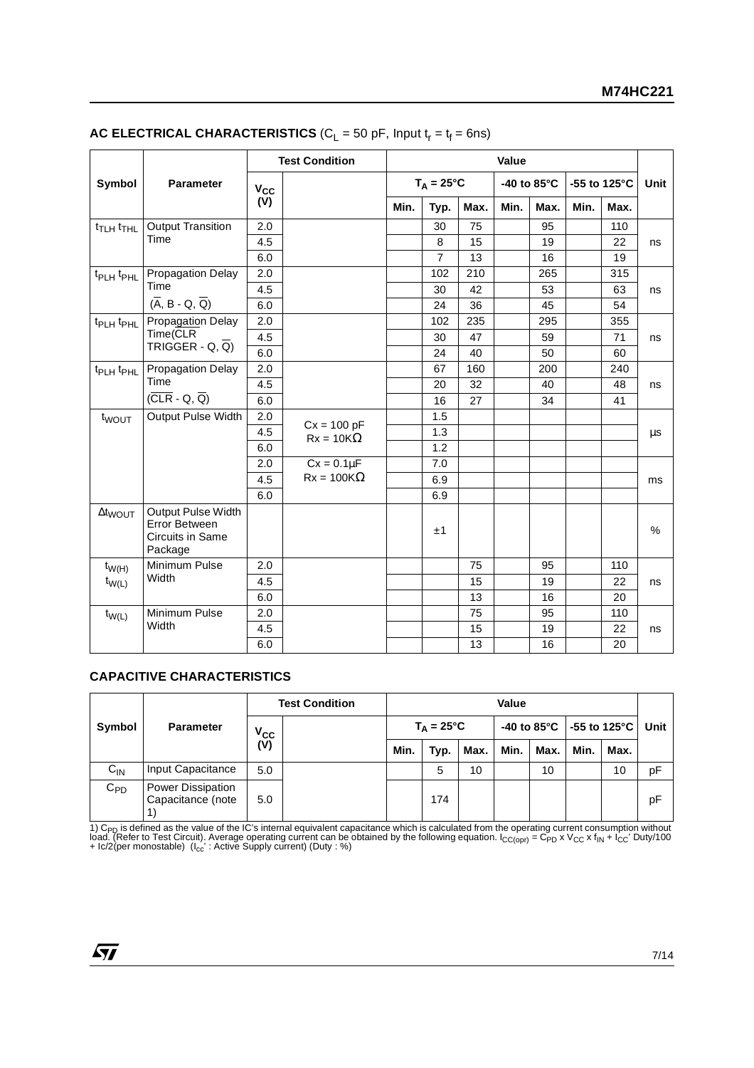## AC ELECTRICAL CHARACTERISTICS ($C_L$ = 50 pF, Input $t_r = t_f$ = 6ns)

| Symbol | Parameter | Test Condition | | Value | | | | | | | Unit |
|---|---|---|---|---|---|---|---|---|---|---|---|
| | | $V_{CC}$ (V) | | $T_A$ = 25°C | | | -40 to 85°C | | -55 to 125°C | | |
| | | | | Min. | Typ. | Max. | Min. | Max. | Min. | Max. | |
| $t_{TLH}$ $t_{THL}$ | Output Transition Time | 2.0 | | | 30 | 75 | | 95 | | 110 | ns |
| | | 4.5 | | | 8 | 15 | | 19 | | 22 | |
| | | 6.0 | | | 7 | 13 | | 16 | | 19 | |
| $t_{PLH}$ $t_{PHL}$ | Propagation Delay Time ($\overline{A}$, B - Q, $\overline{Q}$) | 2.0 | | | 102 | 210 | | 265 | | 315 | ns |
| | | 4.5 | | | 30 | 42 | | 53 | | 63 | |
| | | 6.0 | | | 24 | 36 | | 45 | | 54 | |
| $t_{PLH}$ $t_{PHL}$ | Propagation Delay Time($\overline{CLR}$ TRIGGER - Q, $\overline{Q}$) | 2.0 | | | 102 | 235 | | 295 | | 355 | ns |
| | | 4.5 | | | 30 | 47 | | 59 | | 71 | |
| | | 6.0 | | | 24 | 40 | | 50 | | 60 | |
| $t_{PLH}$ $t_{PHL}$ | Propagation Delay Time ($\overline{CLR}$ - Q, $\overline{Q}$) | 2.0 | | | 67 | 160 | | 200 | | 240 | ns |
| | | 4.5 | | | 20 | 32 | | 40 | | 48 | |
| | | 6.0 | | | 16 | 27 | | 34 | | 41 | |
| $t_{WOUT}$ | Output Pulse Width | 2.0 | Cx = 100 pF Rx = 10KΩ | | 1.5 | | | | | | µs |
| | | 4.5 | | | 1.3 | | | | | | |
| | | 6.0 | | | 1.2 | | | | | | |
| | | 2.0 | Cx = 0.1µF Rx = 100KΩ | | 7.0 | | | | | | ms |
| | | 4.5 | | | 6.9 | | | | | | |
| | | 6.0 | | | 6.9 | | | | | | |
| $\Delta t_{WOUT}$ | Output Pulse Width Error Between Circuits in Same Package | | | | ±1 | | | | | | % |
| $t_{W(H)}$ $t_{W(L)}$ | Minimum Pulse Width | 2.0 | | | | 75 | | 95 | | 110 | ns |
| | | 4.5 | | | | 15 | | 19 | | 22 | |
| | | 6.0 | | | | 13 | | 16 | | 20 | |
| $t_{W(L)}$ | Minimum Pulse Width | 2.0 | | | | 75 | | 95 | | 110 | ns |
| | | 4.5 | | | | 15 | | 19 | | 22 | |
| | | 6.0 | | | | 13 | | 16 | | 20 | |

## CAPACITIVE CHARACTERISTICS

| Symbol | Parameter | Test Condition | | Value | | | | | | | Unit |
|---|---|---|---|---|---|---|---|---|---|---|---|
| | | $V_{CC}$ (V) | | $T_A$ = 25°C | | | -40 to 85°C | | -55 to 125°C | | |
| | | | | Min. | Typ. | Max. | Min. | Max. | Min. | Max. | |
| $C_{IN}$ | Input Capacitance | 5.0 | | | 5 | 10 | | 10 | | 10 | pF |
| $C_{PD}$ | Power Dissipation Capacitance (note 1) | 5.0 | | | 174 | | | | | | pF |

1) $C_{PD}$ is defined as the value of the IC's internal equivalent capacitance which is calculated from the operating current consumption without load. (Refer to Test Circuit). Average operating current can be obtained by the following equation. $I_{CC(opr)} = C_{PD} \times V_{CC} \times f_{IN} + I_{CC}' \cdot Duty/100 + Ic/2$(per monostable) ($I_{cc}'$ : Active Supply current) (Duty : %)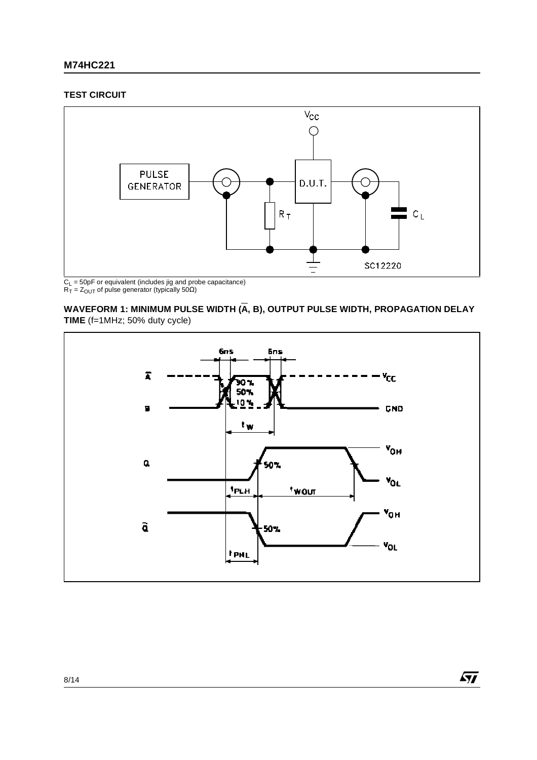## TEST CIRCUIT

$C_L$ = 50pF or equivalent (includes jig and probe capacitance)
$R_T$ = $Z_{OUT}$ of pulse generator (typically 50Ω)

**WAVEFORM 1: MINIMUM PULSE WIDTH ($\overline{A}$, B), OUTPUT PULSE WIDTH, PROPAGATION DELAY TIME** (f=1MHz; 50% duty cycle)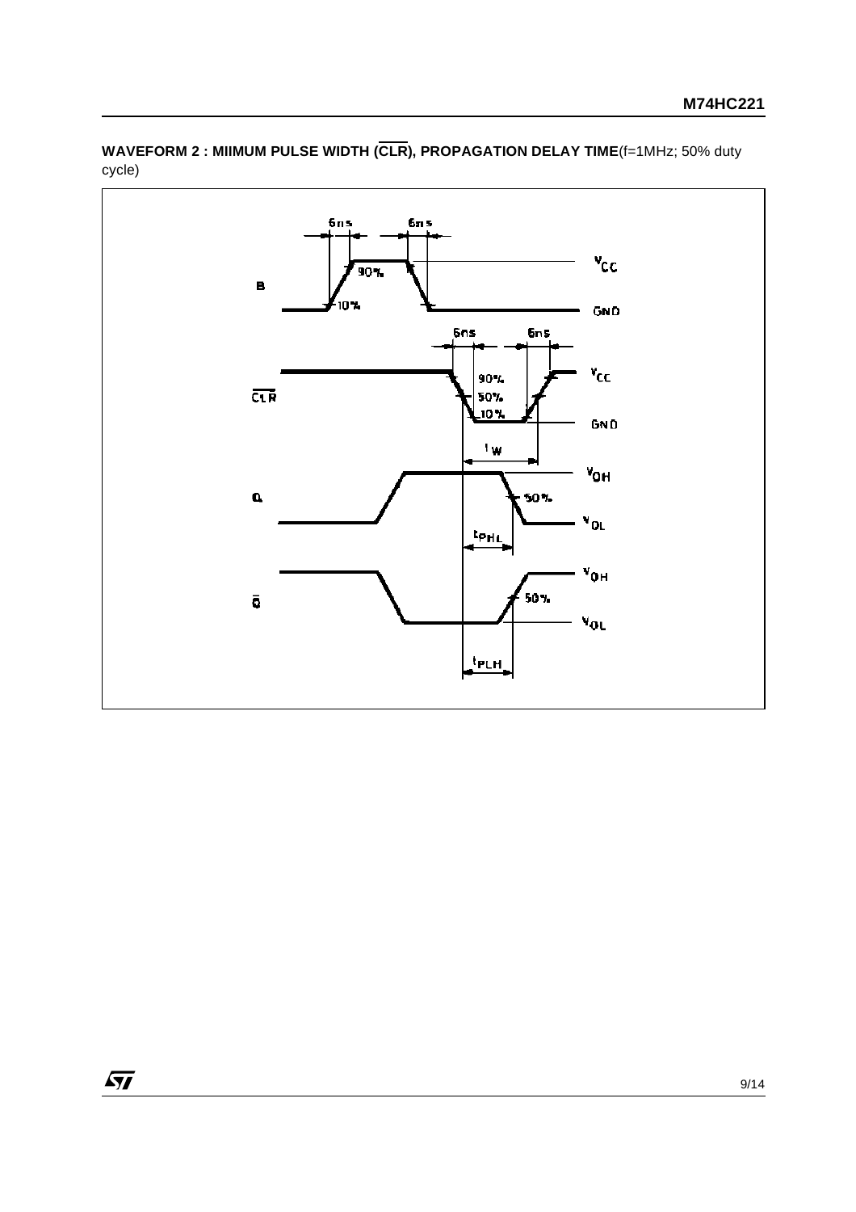**WAVEFORM 2 : MIIMUM PULSE WIDTH ($\overline{CLR}$), PROPAGATION DELAY TIME**(f=1MHz; 50% duty cycle)

6ns 6ns

B

90%

10%

$V_{CC}$

GND

6ns 6ns

$\overline{CLR}$

90%

50%

10%

$V_{CC}$

GND

$t_W$

Q

50%

$V_{OH}$

$V_{OL}$

$t_{PHL}$

$\overline{Q}$

50%

$V_{OH}$

$V_{OL}$

$t_{PLH}$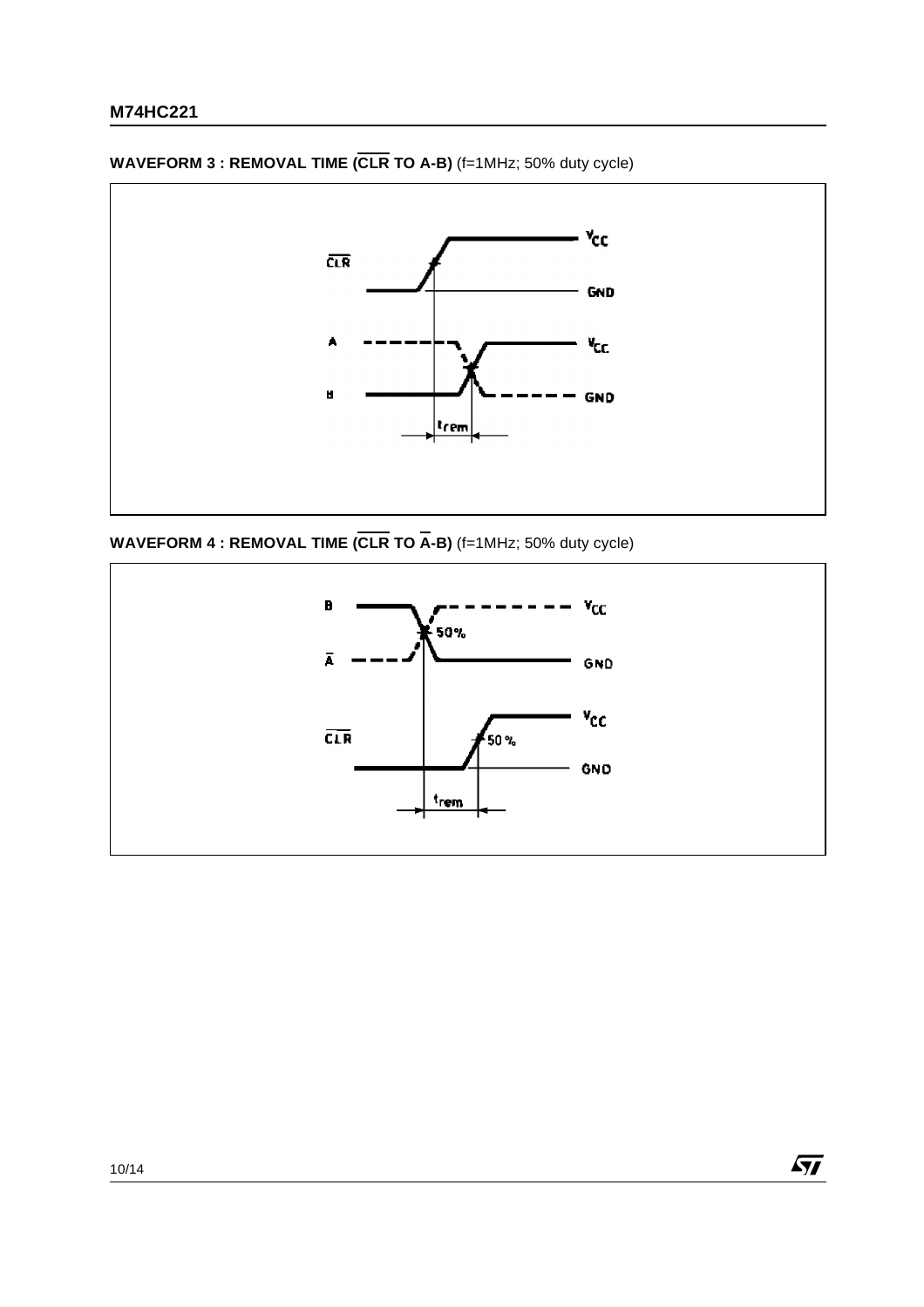**WAVEFORM 3 : REMOVAL TIME ($\overline{CLR}$ TO A-B)** (f=1MHz; 50% duty cycle)

**WAVEFORM 4 : REMOVAL TIME ($\overline{CLR}$ TO $\overline{A}$-B)** (f=1MHz; 50% duty cycle)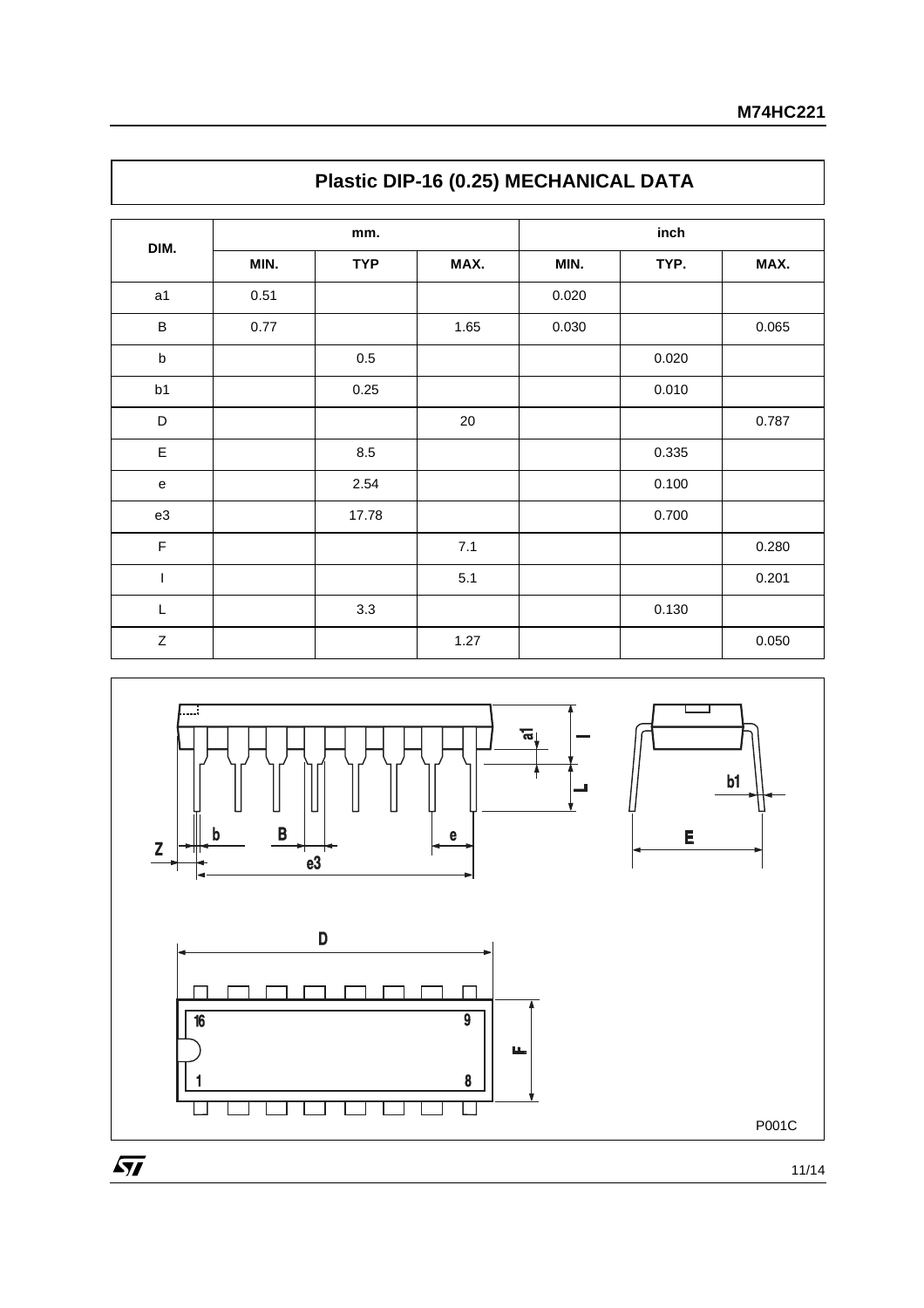## Plastic DIP-16 (0.25) MECHANICAL DATA

| DIM. | mm. | | | inch | | |
|---|---|---|---|---|---|---|
| | MIN. | TYP | MAX. | MIN. | TYP. | MAX. |
| a1 | 0.51 | | | 0.020 | | |
| B | 0.77 | | 1.65 | 0.030 | | 0.065 |
| b | | 0.5 | | | 0.020 | |
| b1 | | 0.25 | | | 0.010 | |
| D | | | 20 | | | 0.787 |
| E | | 8.5 | | | 0.335 | |
| e | | 2.54 | | | 0.100 | |
| e3 | | 17.78 | | | 0.700 | |
| F | | | 7.1 | | | 0.280 |
| I | | | 5.1 | | | 0.201 |
| L | | 3.3 | | | 0.130 | |
| Z | | | 1.27 | | | 0.050 |

P001C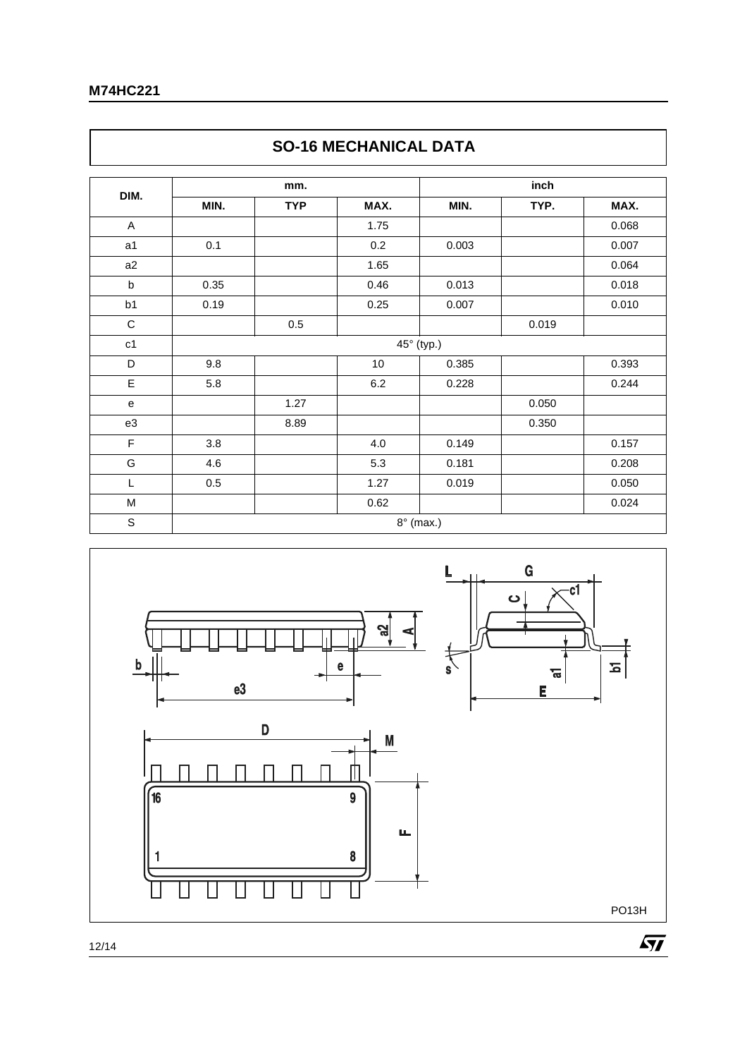## SO-16 MECHANICAL DATA

| DIM. | mm. | | | inch | | |
|---|---|---|---|---|---|---|
| | MIN. | TYP | MAX. | MIN. | TYP. | MAX. |
| A | | | 1.75 | | | 0.068 |
| a1 | 0.1 | | 0.2 | 0.003 | | 0.007 |
| a2 | | | 1.65 | | | 0.064 |
| b | 0.35 | | 0.46 | 0.013 | | 0.018 |
| b1 | 0.19 | | 0.25 | 0.007 | | 0.010 |
| C | | 0.5 | | | 0.019 | |
| c1 | 45° (typ.) | | | | | |
| D | 9.8 | | 10 | 0.385 | | 0.393 |
| E | 5.8 | | 6.2 | 0.228 | | 0.244 |
| e | | 1.27 | | | 0.050 | |
| e3 | | 8.89 | | | 0.350 | |
| F | 3.8 | | 4.0 | 0.149 | | 0.157 |
| G | 4.6 | | 5.3 | 0.181 | | 0.208 |
| L | 0.5 | | 1.27 | 0.019 | | 0.050 |
| M | | | 0.62 | | | 0.024 |
| S | 8° (max.) | | | | | |

PO13H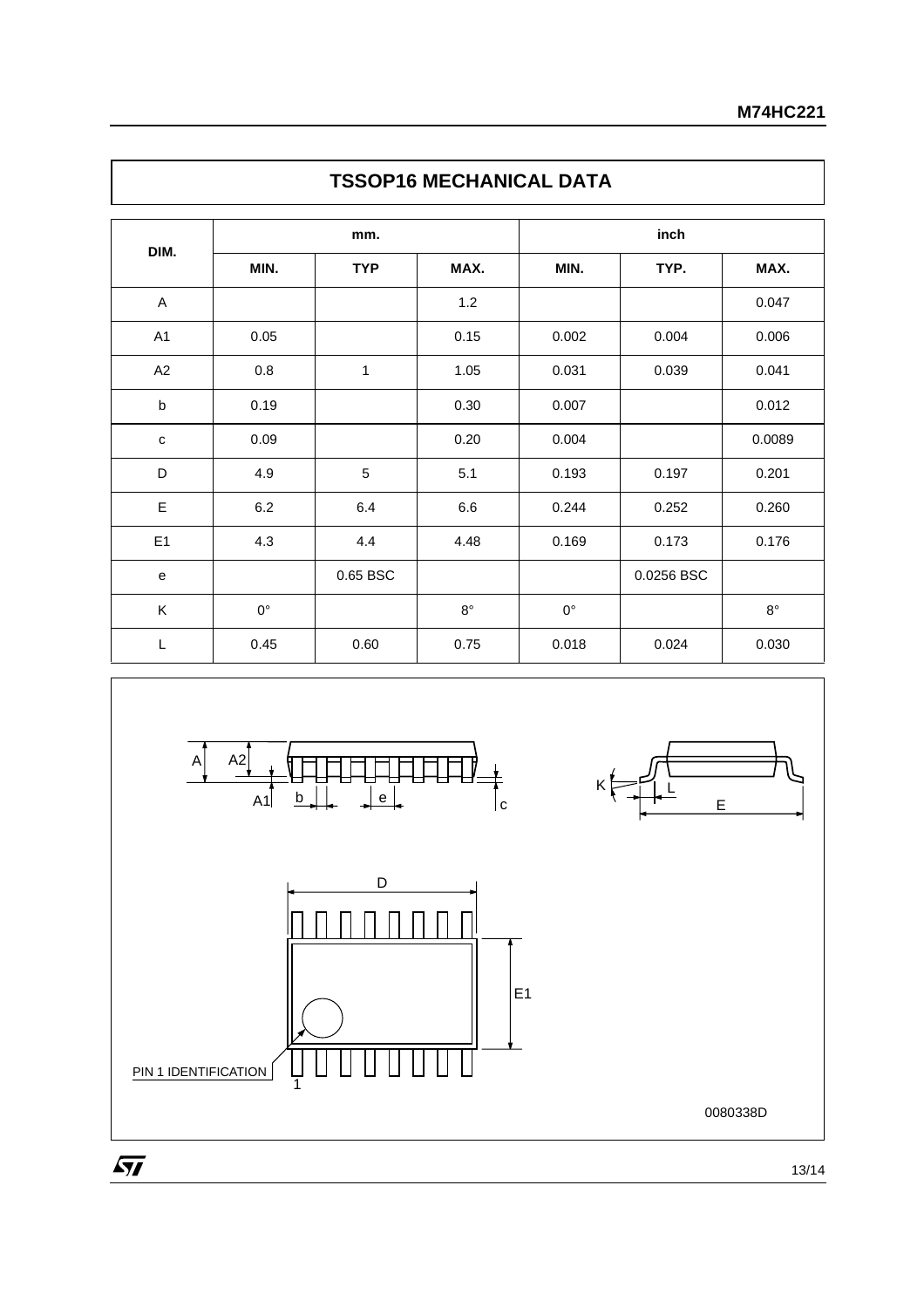## TSSOP16 MECHANICAL DATA

| DIM. | mm. | | | inch | | |
|---|---|---|---|---|---|---|
| | MIN. | TYP | MAX. | MIN. | TYP. | MAX. |
| A | | | 1.2 | | | 0.047 |
| A1 | 0.05 | | 0.15 | 0.002 | 0.004 | 0.006 |
| A2 | 0.8 | 1 | 1.05 | 0.031 | 0.039 | 0.041 |
| b | 0.19 | | 0.30 | 0.007 | | 0.012 |
| c | 0.09 | | 0.20 | 0.004 | | 0.0089 |
| D | 4.9 | 5 | 5.1 | 0.193 | 0.197 | 0.201 |
| E | 6.2 | 6.4 | 6.6 | 0.244 | 0.252 | 0.260 |
| E1 | 4.3 | 4.4 | 4.48 | 0.169 | 0.173 | 0.176 |
| e | | 0.65 BSC | | | 0.0256 BSC | |
| K | 0° | | 8° | 0° | | 8° |
| L | 0.45 | 0.60 | 0.75 | 0.018 | 0.024 | 0.030 |

A, A2, A1, b, e, c, K, L, E, D, E1, PIN 1 IDENTIFICATION, 1

0080338D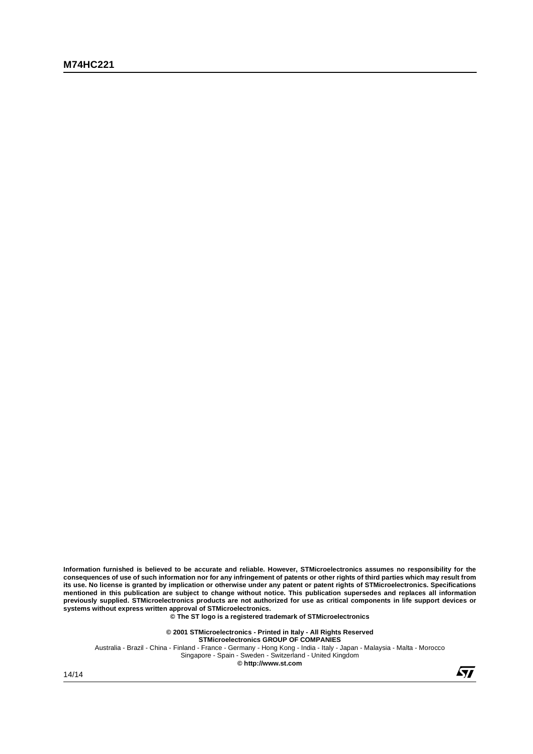**Information furnished is believed to be accurate and reliable. However, STMicroelectronics assumes no responsibility for the consequences of use of such information nor for any infringement of patents or other rights of third parties which may result from its use. No license is granted by implication or otherwise under any patent or patent rights of STMicroelectronics. Specifications mentioned in this publication are subject to change without notice. This publication supersedes and replaces all information previously supplied. STMicroelectronics products are not authorized for use as critical components in life support devices or systems without express written approval of STMicroelectronics.**

**© The ST logo is a registered trademark of STMicroelectronics**

**© 2001 STMicroelectronics - Printed in Italy - All Rights Reserved**
**STMicroelectronics GROUP OF COMPANIES**

Australia - Brazil - China - Finland - France - Germany - Hong Kong - India - Italy - Japan - Malaysia - Malta - Morocco
Singapore - Spain - Sweden - Switzerland - United Kingdom

**© http://www.st.com**